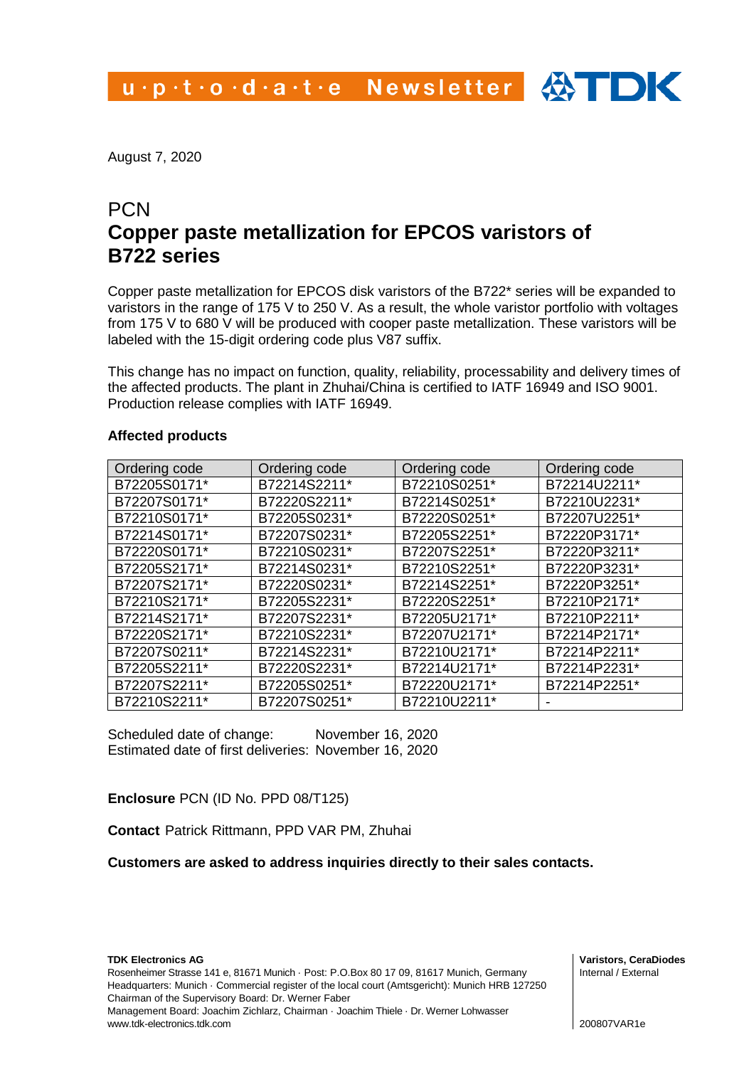u·p·t·o·d·a·t·e Newsletter

August 7, 2020

# PCN
# Copper paste metallization for EPCOS varistors of B722 series

Copper paste metallization for EPCOS disk varistors of the B722* series will be expanded to varistors in the range of 175 V to 250 V. As a result, the whole varistor portfolio with voltages from 175 V to 680 V will be produced with cooper paste metallization. These varistors will be labeled with the 15-digit ordering code plus V87 suffix.

This change has no impact on function, quality, reliability, processability and delivery times of the affected products. The plant in Zhuhai/China is certified to IATF 16949 and ISO 9001. Production release complies with IATF 16949.

**Affected products**

| Ordering code | Ordering code | Ordering code | Ordering code |
|---|---|---|---|
| B72205S0171* | B72214S2211* | B72210S0251* | B72214U2211* |
| B72207S0171* | B72220S2211* | B72214S0251* | B72210U2231* |
| B72210S0171* | B72205S0231* | B72220S0251* | B72207U2251* |
| B72214S0171* | B72207S0231* | B72205S2251* | B72220P3171* |
| B72220S0171* | B72210S0231* | B72207S2251* | B72220P3211* |
| B72205S2171* | B72214S0231* | B72210S2251* | B72220P3231* |
| B72207S2171* | B72220S0231* | B72214S2251* | B72220P3251* |
| B72210S2171* | B72205S2231* | B72220S2251* | B72210P2171* |
| B72214S2171* | B72207S2231* | B72205U2171* | B72210P2211* |
| B72220S2171* | B72210S2231* | B72207U2171* | B72214P2171* |
| B72207S0211* | B72214S2231* | B72210U2171* | B72214P2211* |
| B72205S2211* | B72220S2231* | B72214U2171* | B72214P2231* |
| B72207S2211* | B72205S0251* | B72220U2171* | B72214P2251* |
| B72210S2211* | B72207S0251* | B72210U2211* | - |

Scheduled date of change: November 16, 2020
Estimated date of first deliveries: November 16, 2020

**Enclosure** PCN (ID No. PPD 08/T125)

**Contact** Patrick Rittmann, PPD VAR PM, Zhuhai

**Customers are asked to address inquiries directly to their sales contacts.**

**TDK Electronics AG**
Rosenheimer Strasse 141 e, 81671 Munich · Post: P.O.Box 80 17 09, 81617 Munich, Germany
Headquarters: Munich · Commercial register of the local court (Amtsgericht): Munich HRB 127250
Chairman of the Supervisory Board: Dr. Werner Faber
Management Board: Joachim Zichlarz, Chairman · Joachim Thiele · Dr. Werner Lohwasser
www.tdk-electronics.tdk.com

**Varistors, CeraDiodes**
Internal / External

200807VAR1e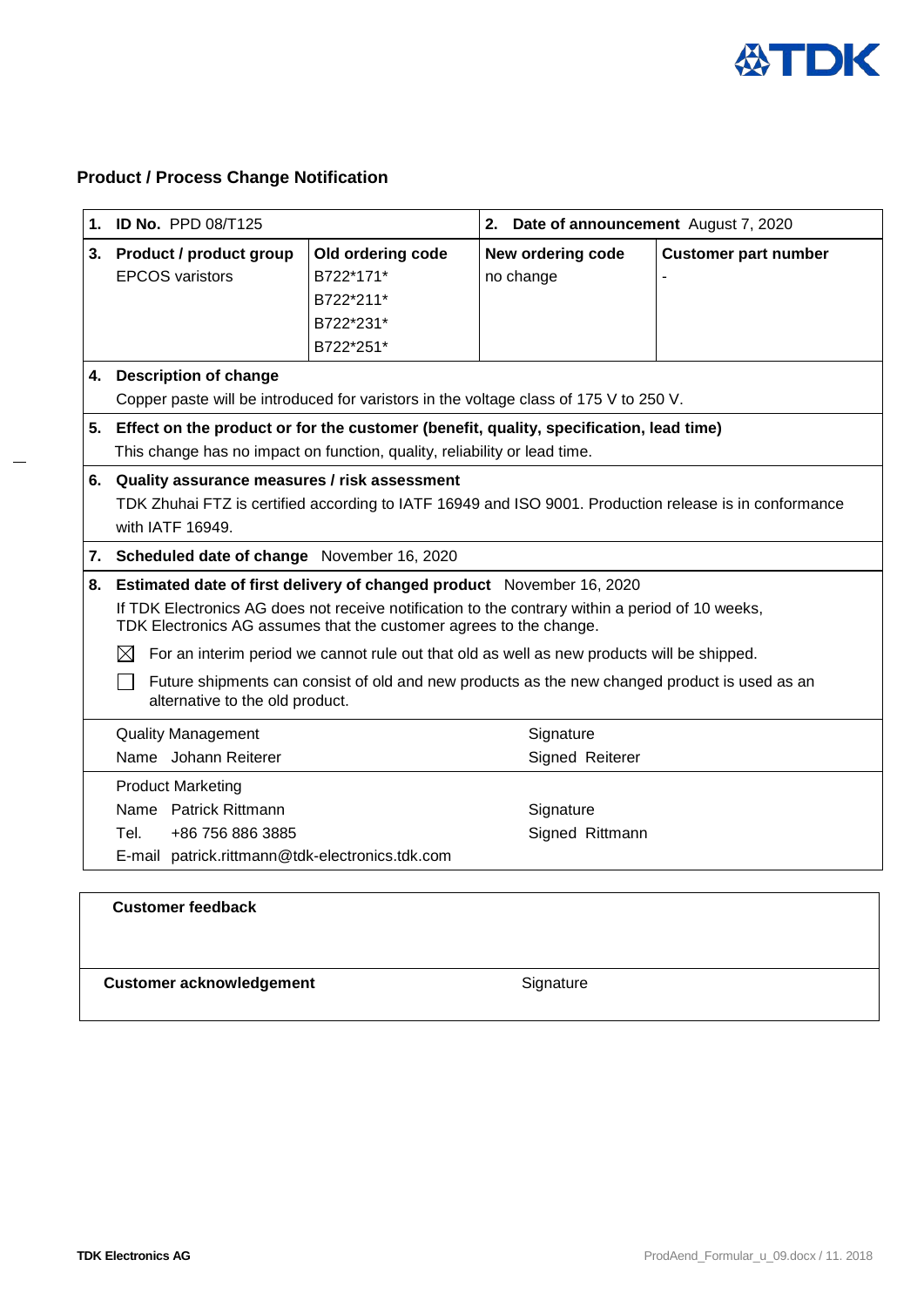## Product / Process Change Notification

| | | | |
|---|---|---|---|
| **1. ID No.** PPD 08/T125 | | **2. Date of announcement** August 7, 2020 | |
| **3. Product / product group** EPCOS varistors | **Old ordering code** B722*171* B722*211* B722*231* B722*251* | **New ordering code** no change | **Customer part number** - |

**4. Description of change**

Copper paste will be introduced for varistors in the voltage class of 175 V to 250 V.

**5. Effect on the product or for the customer (benefit, quality, specification, lead time)**

This change has no impact on function, quality, reliability or lead time.

**6. Quality assurance measures / risk assessment**

TDK Zhuhai FTZ is certified according to IATF 16949 and ISO 9001. Production release is in conformance with IATF 16949.

**7. Scheduled date of change** November 16, 2020

**8. Estimated date of first delivery of changed product** November 16, 2020

If TDK Electronics AG does not receive notification to the contrary within a period of 10 weeks, TDK Electronics AG assumes that the customer agrees to the change.

☒ For an interim period we cannot rule out that old as well as new products will be shipped.

☐ Future shipments can consist of old and new products as the new changed product is used as an alternative to the old product.

| | |
|---|---|
| Quality Management<br>Name Johann Reiterer | Signature<br>Signed Reiterer |
| Product Marketing<br>Name Patrick Rittmann<br>Tel. +86 756 886 3885<br>E-mail patrick.rittmann@tdk-electronics.tdk.com | Signature<br>Signed Rittmann |

**Customer feedback**

**Customer acknowledgement** Signature

TDK Electronics AG

ProdAend_Formular_u_09.docx / 11. 2018